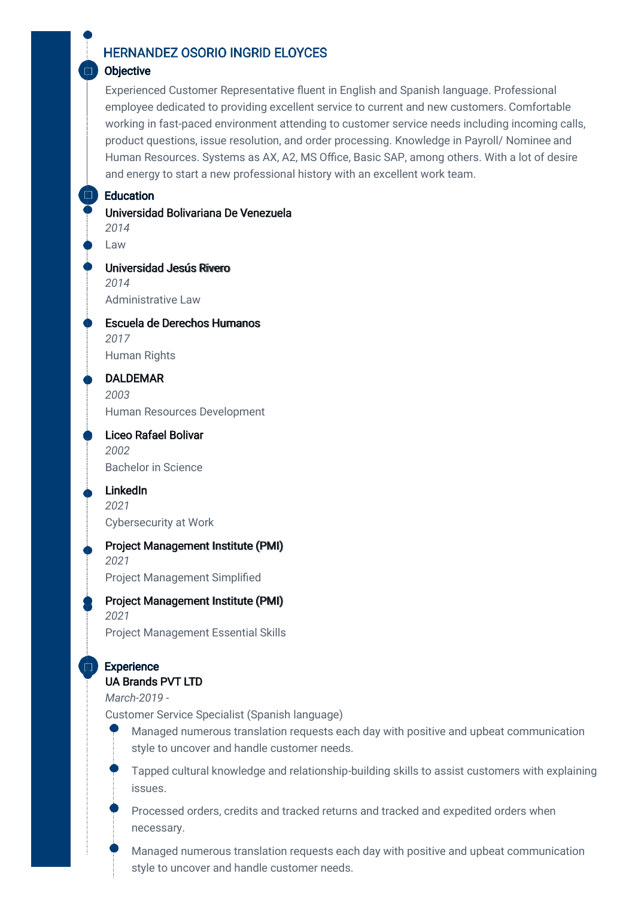# HERNANDEZ OSORIO INGRID ELOYCES

## Objective

Experienced Customer Representative fluent in English and Spanish language. Professional employee dedicated to providing excellent service to current and new customers. Comfortable working in fast-paced environment attending to customer service needs including incoming calls, product questions, issue resolution, and order processing. Knowledge in Payroll/ Nominee and Human Resources. Systems as AX, A2, MS Office, Basic SAP, among others. With a lot of desire and energy to start a new professional history with an excellent work team.

## Education

### Universidad Bolivariana De Venezuela
*2014*
Law

### Universidad Jesús Rivero
*2014*
Administrative Law

### Escuela de Derechos Humanos
*2017*
Human Rights

### DALDEMAR
*2003*
Human Resources Development

### Liceo Rafael Bolivar
*2002*
Bachelor in Science

### LinkedIn
*2021*
Cybersecurity at Work

### Project Management Institute (PMI)
*2021*
Project Management Simplified

### Project Management Institute (PMI)
*2021*
Project Management Essential Skills

## Experience

### UA Brands PVT LTD
*March-2019 -*
Customer Service Specialist (Spanish language)

- Managed numerous translation requests each day with positive and upbeat communication style to uncover and handle customer needs.
- Tapped cultural knowledge and relationship-building skills to assist customers with explaining issues.
- Processed orders, credits and tracked returns and tracked and expedited orders when necessary.
- Managed numerous translation requests each day with positive and upbeat communication style to uncover and handle customer needs.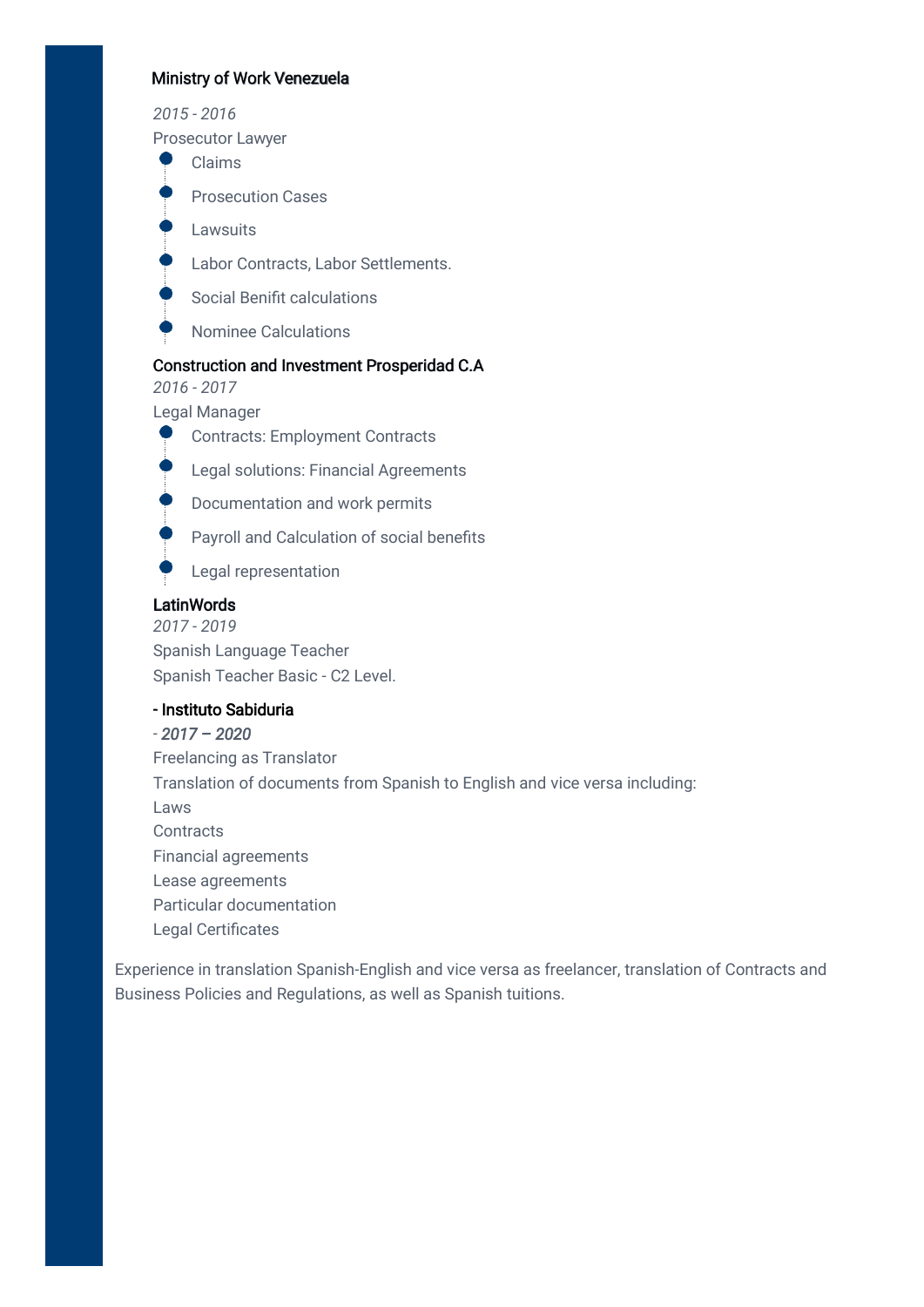### Ministry of Work Venezuela

*2015 - 2016*

Prosecutor Lawyer

- Claims
- Prosecution Cases
- Lawsuits
- Labor Contracts, Labor Settlements.
- Social Benifit calculations
- Nominee Calculations

### Construction and Investment Prosperidad C.A

*2016 - 2017*

Legal Manager

- Contracts: Employment Contracts
- Legal solutions: Financial Agreements
- Documentation and work permits
- Payroll and Calculation of social benefits
- Legal representation

### LatinWords

*2017 - 2019*

Spanish Language Teacher

Spanish Teacher Basic - C2 Level.

### - Instituto Sabiduria

- *2017 – 2020*

Freelancing as Translator

Translation of documents from Spanish to English and vice versa including:

Laws

Contracts

Financial agreements

Lease agreements

Particular documentation

Legal Certificates

Experience in translation Spanish-English and vice versa as freelancer, translation of Contracts and Business Policies and Regulations, as well as Spanish tuitions.